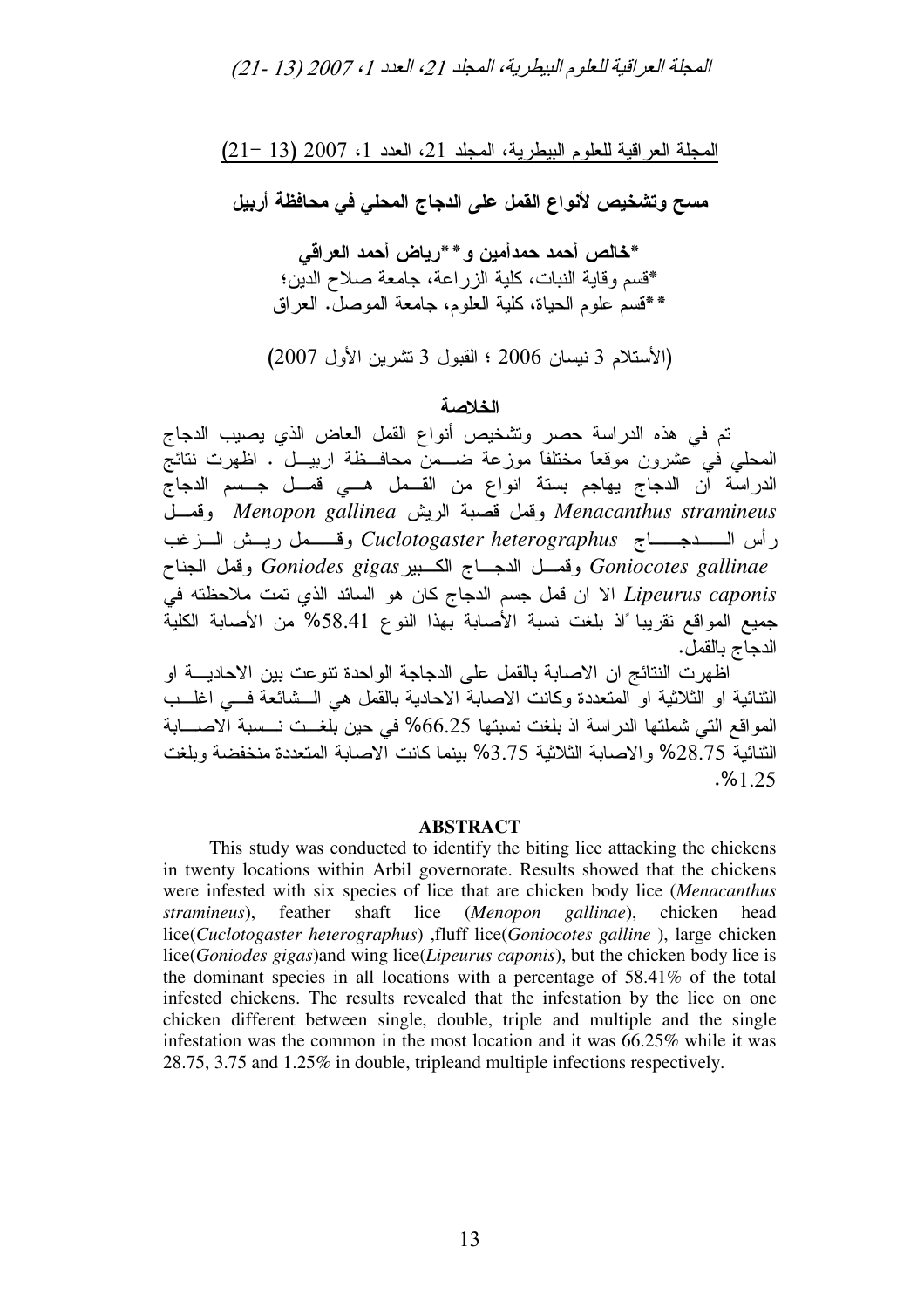المجلة العراقية للعلوم البيطرية، المجلد 21، العدد 1، 2007 (13 -21)

# مسح وتشخيص لأنواع القمل على الدجاج المحلي في محافظة أربيل

**\*خالص أحمد حمدأمين و \*\*رياض أحمد العراقي**

\*قسم وقاية النبات، كلية الزراعة، جامعة صلاح الدين؛

\*\*قسم علوم الحياة، كلية العلوم، جامعة الموصل. العراق

(الأستلام 3 نيسان 2006 ؛ القبول 3 تشرين الأول 2007)

## الخلاصة

تم في هذه الدراسة حصر وتشخيص أنواع القمل العاض الذي يصيب الدجاج المحلي في عشرون موقعاً مختلفاً موزعة ضمن محافظة اربيل . اظهرت نتائج الدراسة ان الدجاج يهاجم بستة انواع من القمل هي قمل جسم الدجاج *Menacanthus stramineus* وقمل قصبة الريش *Menopon gallinea* وقمل رأس الدجاج *Cuclotogaster heterographus* وقمل ريش الزغب *Goniocotes gallinae* وقمل الدجاج الكبير *Goniodes gigas* وقمل الجناح *Lipeurus caponis* الا ان قمل جسم الدجاج كان هو السائد الذي تمت ملاحظته في جميع المواقع تقريباً اذ بلغت نسبة الأصابة بهذا النوع 58.41% من الأصابة الكلية الدجاج بالقمل.

اظهرت النتائج ان الاصابة بالقمل على الدجاجة الواحدة تنوعت بين الاحادية او الثنائية او الثلاثية او المتعددة وكانت الاصابة الاحادية بالقمل هي الشائعة في اغلب المواقع التي شملتها الدراسة اذ بلغت نسبتها 66.25% في حين بلغت نسبة الاصابة الثنائية 28.75% والاصابة الثلاثية 3.75% بينما كانت الاصابة المتعددة منخفضة وبلغت 1.25%.

## ABSTRACT

This study was conducted to identify the biting lice attacking the chickens in twenty locations within Arbil governorate. Results showed that the chickens were infested with six species of lice that are chicken body lice (*Menacanthus stramineus*), feather shaft lice (*Menopon gallinae*), chicken head lice(*Cuclotogaster heterographus*) ,fluff lice(*Goniocotes galline* ), large chicken lice(*Goniodes gigas*)and wing lice(*Lipeurus caponis*), but the chicken body lice is the dominant species in all locations with a percentage of 58.41% of the total infested chickens. The results revealed that the infestation by the lice on one chicken different between single, double, triple and multiple and the single infestation was the common in the most location and it was 66.25% while it was 28.75, 3.75 and 1.25% in double, tripleand multiple infections respectively.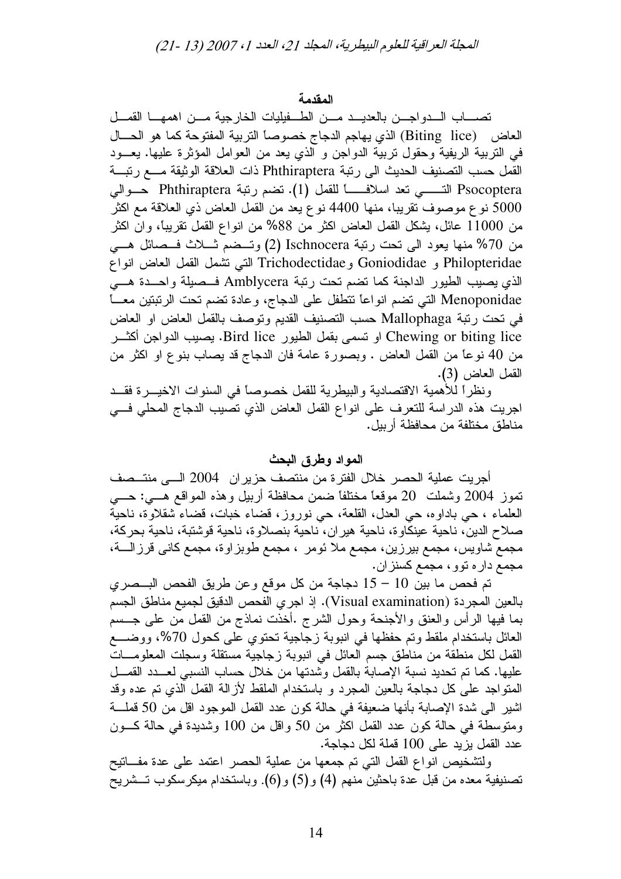## المقدمة

تصاب الدواجن بالعديد من الطفيليات الخارجية من اهمها القمل العاض (Biting lice) الذي يهاجم الدجاج خصوصاً التربية المفتوحة كما هو الحال في التربية الريفية وحقول تربية الدواجن و الذي يعد من العوامل المؤثرة عليها. يعود القمل حسب التصنيف الحديث الى رتبة Phthiraptera ذات العلاقة الوثيقة مع رتبة Psocoptera التي تعد اسلافاً للقمل (1). تضم رتبة Phthiraptera حوالي 5000 نوع موصوف تقريبا، منها 4400 نوع يعد من القمل العاض ذي العلاقة مع اكثر من 11000 عائل، يشكل القمل العاض اكثر من 88% من انواع القمل تقريباً، وان اكثر من 70% منها يعود الى تحت رتبة Ischnocera (2) وتضم ثلاث فصائل هي Philopteridae و Goniodidae وTrichodectidae التي تشمل القمل العاض انواع الذي يصيب الطيور الداجنة كما تضم تحت رتبة Amblycera فصيلة واحدة هي Menoponidae التي تضم انواعاً تتطفل على الدجاج، وعادة تضم تحت الرتبتين معاً في تحت رتبة Mallophaga حسب التصنيف القديم وتوصف بالقمل العاض او العاض Chewing or biting lice او تسمى بقمل الطيور Bird lice. يصيب الدواجن أكثر من 40 نوعاً من القمل العاض . وبصورة عامة فان الدجاج قد يصاب بنوع او اكثر من القمل العاض (3).

ونظراً للأهمية الاقتصادية والبيطرية للقمل خصوصاً في السنوات الاخيرة فقد اجريت هذه الدراسة للتعرف على انواع القمل العاض الذي تصيب الدجاج المحلي في مناطق مختلفة من محافظة أربيل.

## المواد وطرق البحث

أجريت عملية الحصر خلال الفترة من منتصف حزيران 2004 الى منتصف تموز 2004 وشملت 20 موقعاً مختلفاً ضمن محافظة أربيل وهذه المواقع هي: حي العلماء ، حي باداوه، حي العدل، القلعة، حي نوروز، قضاء خبات، قضاء شقلاوة، ناحية صلاح الدين، ناحية عينكاوة، ناحية هيران، ناحية بنصلاوة، ناحية قوشتبة، ناحية بحركة، مجمع شاويس، مجمع بيرزين، مجمع ملا ئومر ، مجمع طوبزاوة، مجمع كاني قرزالة، مجمع داره توو، مجمع كسنزان.

تم فحص ما بين 10 – 15 دجاجة من كل موقع وعن طريق الفحص البصري بالعين المجردة (Visual examination). إذ اجري الفحص الدقيق لجميع مناطق الجسم بما فيها الرأس والعنق والأجنحة وحول الشرج .أخذت نماذج من القمل من على جسم العائل باستخدام ملقط وتم حفظها في انبوبة زجاجية تحتوي على كحول 70%، ووضع القمل لكل منطقة من مناطق جسم العائل في انبوبة زجاجية مستقلة وسجلت المعلومات عليها. كما تم تحديد نسبة الإصابة بالقمل وشدتها من خلال حساب النسبي لعدد القمل المتواجد على كل دجاجة بالعين المجرد و باستخدام الملقط لأزالة القمل الذي تم عده وقد اشير الى شدة الإصابة بأنها ضعيفة في حالة كون عدد القمل الموجود اقل من 50 قملة ومتوسطة في حالة كون عدد القمل اكثر من 50 واقل من 100 وشديدة في حالة كون عدد القمل يزيد على 100 قملة لكل دجاجة.

ولتشخيص انواع القمل التي تم جمعها من عملية الحصر اعتمد على عدة مفاتيح تصنيفية معده من قبل عدة باحثين منهم (4) و(5) و(6). وباستخدام ميكرسكوب تشريح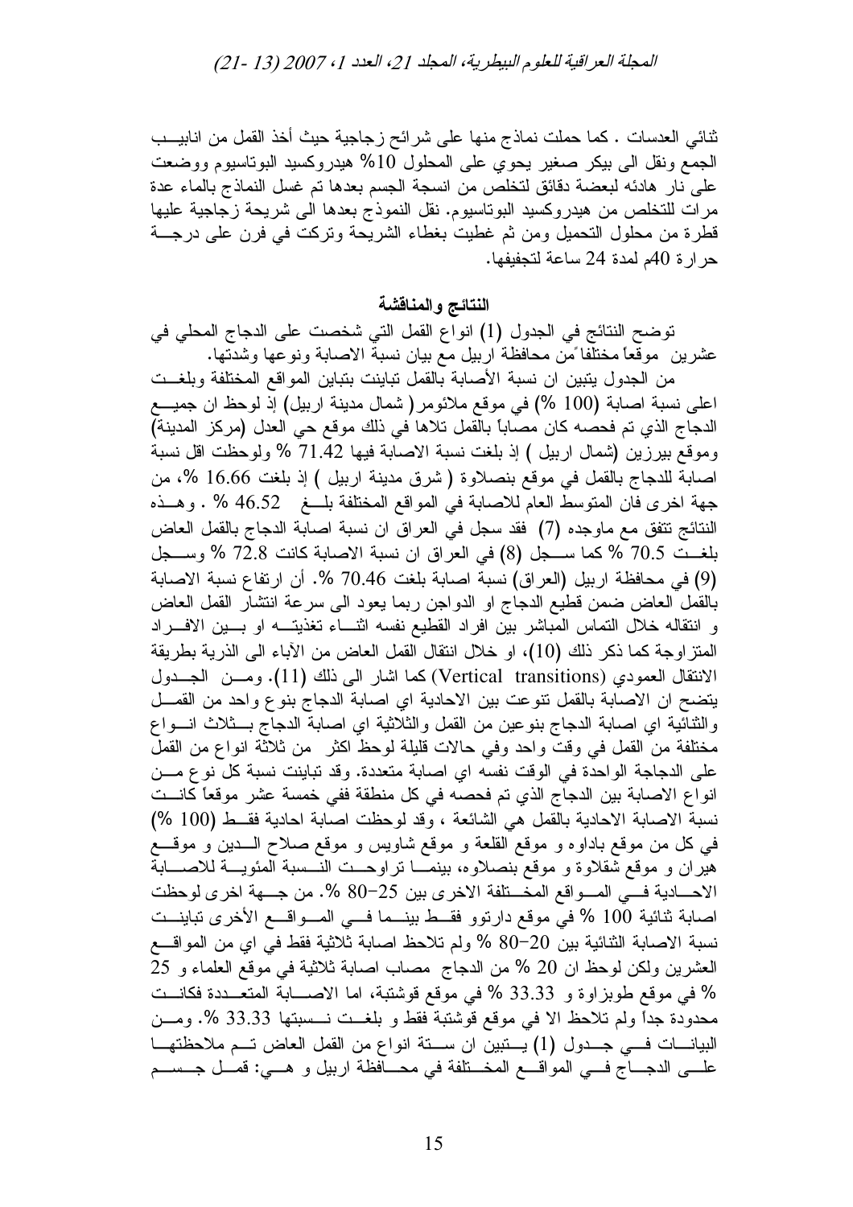ثنائي العدسات . كما حملت نماذج منها على شرائح زجاجية حيث أخذ القمل من انابيب الجمع ونقل الى بيكر صغير يحوي على المحلول 10% هيدروكسيد البوتاسيوم ووضعت على نار هادئه لبعضة دقائق لتخلص من انسجة الجسم بعدها تم غسل النماذج بالماء عدة مرات للتخلص من هيدروكسيد البوتاسيوم. نقل النموذج بعدها الى شريحة زجاجية عليها قطرة من محلول التحميل ومن ثم غطيت بغطاء الشريحة وتركت في فرن على درجة حرارة 40م لمدة 24 ساعة لتجفيفها.

## النتائج والمناقشة

توضح النتائج في الجدول (1) انواع القمل التي شخصت على الدجاج المحلي في عشرين موقعاً مختلفاً من محافظة اربيل مع بيان نسبة الاصابة ونوعها وشدتها.

من الجدول يتبين ان نسبة الأصابة بالقمل تباينت بتباين المواقع المختلفة وبلغت اعلى نسبة اصابة (100 %) في موقع ملائومر ( شمال مدينة اربيل) إذ لوحظ ان جميع الدجاج الذي تم فحصه كان مصاباً بالقمل تلاها في ذلك موقع حي العدل (مركز المدينة) وموقع بيرزين (شمال اربيل ) إذ بلغت نسبة الاصابة فيها 71.42 % ولوحظت اقل نسبة اصابة للدجاج بالقمل في موقع بنصلاوة ( شرق مدينة اربيل ) إذ بلغت 16.66 %، من جهة اخرى فان المتوسط العام للاصابة في المواقع المختلفة بلغ 46.52 % . وهذه النتائج تتفق مع ماوجده (7) فقد سجل في العراق ان نسبة اصابة الدجاج بالقمل العاض بلغت 70.5 % كما سجل (8) في العراق ان نسبة الاصابة كانت 72.8 % وسجل (9) في محافظة اربيل (العراق) نسبة اصابة بلغت 70.46 %. أن ارتفاع نسبة الاصابة بالقمل العاض ضمن قطيع الدجاج او الدواجن ربما يعود الى سرعة انتشار القمل العاض و انتقاله خلال التماس المباشر بين افراد القطيع نفسه اثناء تغذيته او بين الافراد المتزاوجة كما ذكر ذلك (10)، او خلال انتقال القمل العاض من الآباء الى الذرية بطريقة الانتقال العمودي (Vertical transitions) كما اشار الى ذلك (11). ومن الجدول يتضح ان الاصابة بالقمل تنوعت بين الاحادية اي اصابة الدجاج بنوع واحد من القمل والثنائية اي اصابة الدجاج بنوعين من القمل والثلاثية اي اصابة الدجاج بثلاث انواع مختلفة من القمل في وقت واحد وفي حالات قليلة لوحظ اكثر من ثلاثة انواع من القمل على الدجاجة الواحدة في الوقت نفسه اي اصابة متعددة. وقد تباينت نسبة كل نوع من انواع الاصابة بين الدجاج الذي تم فحصه في كل منطقة ففي خمسة عشر موقعاً كانت نسبة الاصابة الاحادية بالقمل هي الشائعة ، وقد لوحظت اصابة احادية فقط (100 %) في كل من موقع باداوه و موقع القلعة و موقع شاويس و موقع صلاح الدين و موقع هيران و موقع شقلاوة و موقع بنصلاوه، بينما تراوحت النسبة المئوية للاصابة الاحادية في المواقع المختلفة الاخرى بين 25–80 %. من جهة اخرى لوحظت اصابة ثنائية 100 % في موقع دارتوو فقط بينما في المواقع الأخرى تباينت نسبة الاصابة الثنائية بين 20–80 % ولم تلاحظ اصابة ثلاثية فقط في اي من المواقع العشرين ولكن لوحظ ان 20 % من الدجاج مصاب اصابة ثلاثية في موقع العلماء و 25 % في موقع طوبزاوة و 33.33 % في موقع قوشتبة، اما الاصابة المتعددة فكانت محدودة جداً ولم تلاحظ الا في موقع قوشتبة فقط و بلغت نسبتها 33.33 %. ومن البيانات في جدول (1) يتبين ان ستة انواع من القمل العاض تم ملاحظتها على الدجاج في المواقع المختلفة في محافظة اربيل و هي: قمل جسم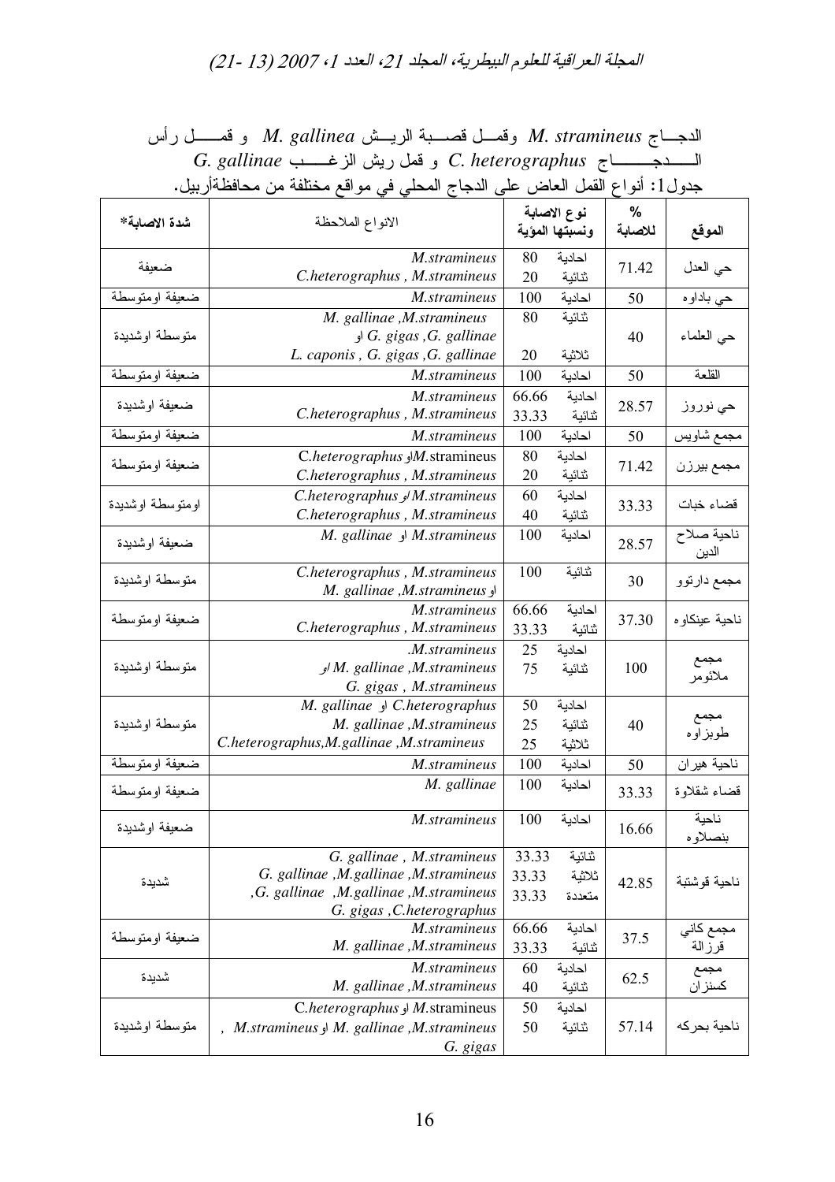الدجاج *M. stramineus* وقمل قصبة الريش *M. gallinea* و قمل رأس الدجاج *C. heterographus* و قمل ريش الزغب *G. gallinae*

جدول1: أنواع القمل العاض على الدجاج المحلي في مواقع مختلفة من محافظةأربيل.

| الموقع | % للاصابة | نوع الاصابة ونسبتها المؤية | الانواع الملاحظة | شدة الاصابة* |
|---|---|---|---|---|
| حي العدل | 71.42 | احادية 80<br>ثنائية 20 | *M.stramineus*<br>*C.heterographus , M.stramineus* | ضعيفة |
| حي باداوه | 50 | احادية 100 | *M.stramineus* | ضعيفة اومتوسطة |
| حي العلماء | 40 | ثنائية 80<br>ثلاثية 20 | *M. gallinae ,M.stramineus*<br>او *G. gigas ,G. gallinae*<br>*L. caponis , G. gigas ,G. gallinae* | متوسطة اوشديدة |
| القلعة | 50 | احادية 100 | *M.stramineus* | ضعيفة اومتوسطة |
| حي نوروز | 28.57 | احادية 66.66<br>ثنائية 33.33 | *M.stramineus*<br>*C.heterographus , M.stramineus* | ضعيفة اوشديدة |
| مجمع شاويس | 50 | احادية 100 | *M.stramineus* | ضعيفة اومتوسطة |
| مجمع بيرزن | 71.42 | احادية 80<br>ثنائية 20 | *C.heterographus* و*M.*stramineus<br>*C.heterographus , M.stramineus* | ضعيفة اومتوسطة |
| قضاء خبات | 33.33 | احادية 60<br>ثنائية 40 | *C.heterographus* او *M.stramineus*<br>*C.heterographus , M.stramineus* | اومتوسطة اوشديدة |
| ناحية صلاح الدين | 28.57 | احادية 100 | *M. gallinae* او *M.stramineus* | ضعيفة اوشديدة |
| مجمع دارتوو | 30 | ثنائية 100 | *C.heterographus , M.stramineus*<br>او *M. gallinae ,M.stramineus* | متوسطة اوشديدة |
| ناحية عينكاوه | 37.30 | احادية 66.66<br>ثنائية 33.33 | *M.stramineus*<br>*C.heterographus , M.stramineus* | ضعيفة اومتوسطة |
| مجمع ملاثومر | 100 | احادية 25<br>ثنائية 75 | *M.stramineus*.<br>او *M. gallinae ,M.stramineus*<br>*G. gigas , M.stramineus* | متوسطة اوشديدة |
| مجمع طوبزاوه | 40 | احادية 50<br>ثنائية 25<br>ثلاثية 25 | *M. gallinae* او *C.heterographus*<br>*M. gallinae ,M.stramineus*<br>*C.heterographus,M.gallinae ,M.stramineus* | متوسطة اوشديدة |
| ناحية هيران | 50 | احادية 100 | *M.stramineus* | ضعيفة اومتوسطة |
| قضاء شقلاوة | 33.33 | احادية 100 | *M. gallinae* | ضعيفة اومتوسطة |
| ناحية بنصلاوه | 16.66 | احادية 100 | *M.stramineus* | ضعيفة اوشديدة |
| ناحية قوشتبة | 42.85 | ثنائية 33.33<br>ثلاثية 33.33<br>متعددة 33.33 | *G. gallinae , M.stramineus*<br>*G. gallinae ,M.gallinae ,M.stramineus*<br>*,G. gallinae ,M.gallinae ,M.stramineus*<br>*G. gigas ,C.heterographus* | شديدة |
| مجمع كاني قرزالة | 37.5 | احادية 66.66<br>ثنائية 33.33 | *M.stramineus*<br>*M. gallinae ,M.stramineus* | ضعيفة اومتوسطة |
| مجمع كسنزان | 62.5 | احادية 60<br>ثنائية 40 | *M.stramineus*<br>*M. gallinae ,M.stramineus* | شديدة |
| ناحية بحركه | 57.14 | احادية 50<br>ثنائية 50 | *C.heterographus* او *M.*stramineus<br>, *M.stramineus* او *M. gallinae ,M.stramineus*<br>*G. gigas* | متوسطة اوشديدة |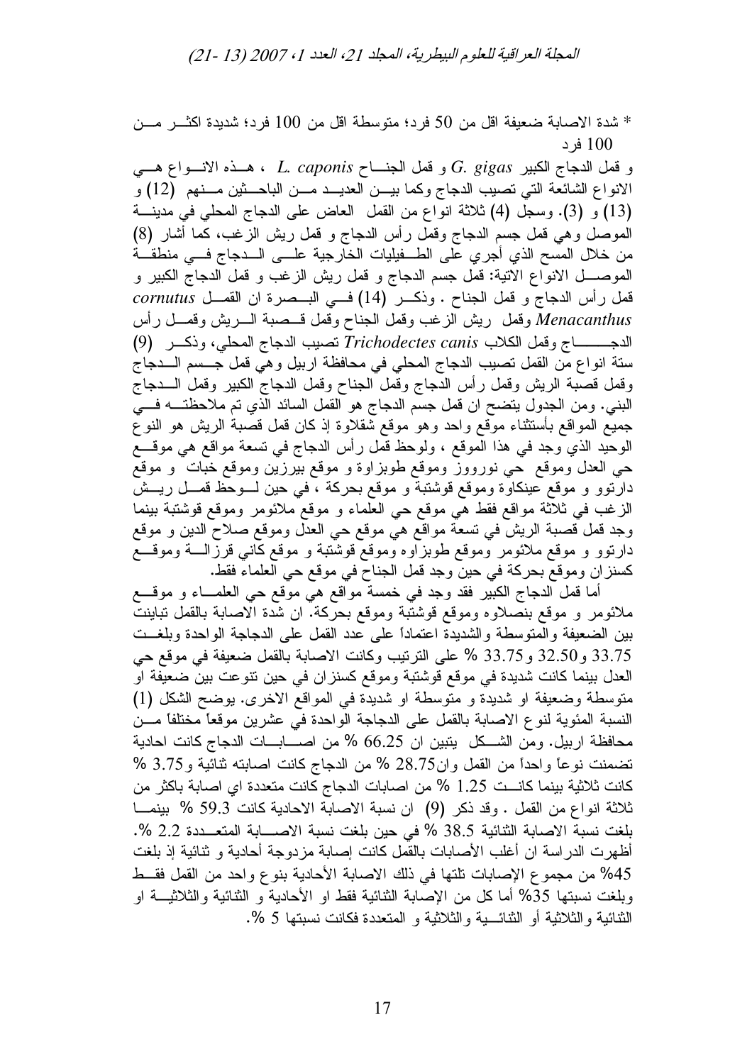* شدة الاصابة ضعيفة اقل من 50 فرد؛ متوسطة اقل من 100 فرد؛ شديدة اكثر من 100 فرد

و قمل الدجاج الكبير *G. gigas* و قمل الجناح *L. caponis* ، هذه الانواع هي الانواع الشائعة التي تصيب الدجاج وكما بين العديد من الباحثين منهم (12) و (13) و (3). وسجل (4) ثلاثة انواع من القمل العاض على الدجاج المحلي في مدينة الموصل وهي قمل جسم الدجاج وقمل رأس الدجاج و قمل ريش الزغب، كما أشار (8) من خلال المسح الذي أجري على الطفيليات الخارجية على الدجاج في منطقة الموصل الانواع الاتية: قمل جسم الدجاج و قمل ريش الزغب و قمل الدجاج الكبير و قمل رأس الدجاج و قمل الجناح . وذكر (14) في البصرة ان القمل *cornutus Menacanthus* وقمل ريش الزغب وقمل الجناح وقمل قصبة الريش وقمل رأس الدجاج وقمل الكلاب *Trichodectes canis* تصيب الدجاج المحلي، وذكر (9) ستة انواع من القمل تصيب الدجاج المحلي في محافظة اربيل وهي قمل جسم الدجاج وقمل قصبة الريش وقمل رأس الدجاج وقمل الجناح وقمل الدجاج الكبير وقمل الدجاج البني. ومن الجدول يتضح ان قمل جسم الدجاج هو القمل السائد الذي تم ملاحظته في جميع المواقع بأستثناء موقع واحد وهو موقع شقلاوة إذ كان قمل قصبة الريش هو النوع الوحيد الذي وجد في هذا الموقع ، ولوحظ قمل رأس الدجاج في تسعة مواقع هي موقع حي العدل وموقع حي نوروز وموقع طوبزاوة و موقع بيرزين وموقع خبات و موقع دارتوو و موقع عينكاوة وموقع قوشتبة و موقع بحركة ، في حين لوحظ قمل ريش الزغب في ثلاثة مواقع فقط هي موقع حي العلماء و موقع ملائومر وموقع قوشتبة بينما وجد قمل قصبة الريش في تسعة مواقع هي موقع حي العدل وموقع صلاح الدين و موقع دارتوو و موقع ملائومر وموقع طوبزاوه وموقع قوشتبة و موقع كاني قرزالة وموقع كسنزان وموقع بحركة في حين وجد قمل الجناح في موقع حي العلماء فقط.

أما قمل الدجاج الكبير فقد وجد في خمسة مواقع هي موقع حي العلماء و موقع ملائومر و موقع بنصلاوه وموقع قوشتبة وموقع بحركة. ان شدة الاصابة بالقمل تباينت بين الضعيفة والمتوسطة والشديدة اعتماداً على عدد القمل على الدجاجة الواحدة وبلغت 33.75 و32.50 و33.75 % على الترتيب وكانت الاصابة بالقمل ضعيفة في موقع حي العدل بينما كانت شديدة في موقع قوشتبة وموقع كسنزان في حين تنوعت بين ضعيفة او متوسطة وضعيفة او شديدة و متوسطة او شديدة في المواقع الاخرى. يوضح الشكل (1) النسبة المئوية لنوع الاصابة بالقمل على الدجاجة الواحدة في عشرين موقعاً مختلفاً من محافظة اربيل. ومن الشكل يتبين ان 66.25 % من اصابات الدجاج كانت احادية تضمنت نوعاً واحداً من القمل وان28.75 % من الدجاج كانت اصابته ثنائية و3.75 % كانت ثلاثية بينما كانت 1.25 % من اصابات الدجاج كانت متعددة اي اصابة باكثر من ثلاثة انواع من القمل . وقد ذكر (9) ان نسبة الاصابة الاحادية كانت 59.3 % بينما بلغت نسبة الاصابة الثنائية 38.5 % في حين بلغت نسبة الاصابة المتعددة 2.2 %. أظهرت الدراسة ان أغلب الأصابات بالقمل كانت إصابة مزدوجة أحادية و ثنائية إذ بلغت 45% من مجموع الإصابات تلتها في ذلك الاصابة الأحادية بنوع واحد من القمل فقط وبلغت نسبتها 35% أما كل من الإصابة الثنائية فقط او الأحادية و الثنائية والثلاثية او الثنائية والثلاثية أو الثنائية والثلاثية و المتعددة فكانت نسبتها 5 %.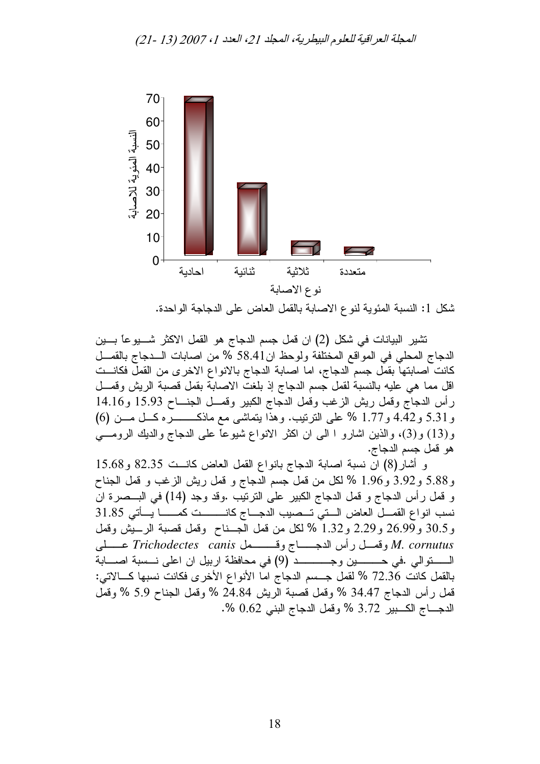شكل 1: النسبة المئوية لنوع الاصابة بالقمل العاض على الدجاجة الواحدة.

تشير البيانات في شكل (2) ان قمل جسم الدجاج هو القمل الاكثر شيوعاً بين الدجاج المحلي في المواقع المختلفة ولوحظ ان58.41 % من اصابات الدجاج بالقمل كانت اصابتها بقمل جسم الدجاج، اما اصابة الدجاج بالانواع الاخرى من القمل فكانت اقل مما هي عليه بالنسبة لقمل جسم الدجاج إذ بلغت الاصابة بقمل قصبة الريش وقمل رأس الدجاج وقمل ريش الزغب وقمل الدجاج الكبير وقمل الجناح 15.93 و14.16 و5.31 و4.42 و1.77 % على الترتيب. وهذا يتماشى مع ماذكره كل من (6) و(13) و(3)، والذين اشارو ا الى ان اكثر الانواع شيوعاً على الدجاج والديك الرومي هو قمل جسم الدجاج.

و أشار(8) ان نسبة اصابة الدجاج بانواع القمل العاض كانت 82.35 و15.68 و5.88 و3.92 و1.96 % لكل من قمل جسم الدجاج و قمل ريش الزغب و قمل الجناح و قمل رأس الدجاج و قمل الدجاج الكبير على الترتيب .وقد وجد (14) في البصرة ان نسب انواع القمل العاض التي تصيب الدجاج كانت كما يأتي 31.85 و30.5 و26.99 و2.29 و1.32 % لكل من قمل الجناح وقمل قصبة الريش وقمل *M. cornutus* وقمل رأس الدجاج وقمل *Trichodectes canis* على التوالي .في حين وجد (9) في محافظة اربيل ان اعلى نسبة اصابة بالقمل كانت 72.36 % لقمل جسم الدجاج اما الأنواع الأخرى فكانت نسبها كالاتي: قمل رأس الدجاج 34.47 % وقمل قصبة الريش 24.84 % وقمل الجناح 5.9 % وقمل الدجاج الكبير 3.72 % وقمل الدجاج البني 0.62 %.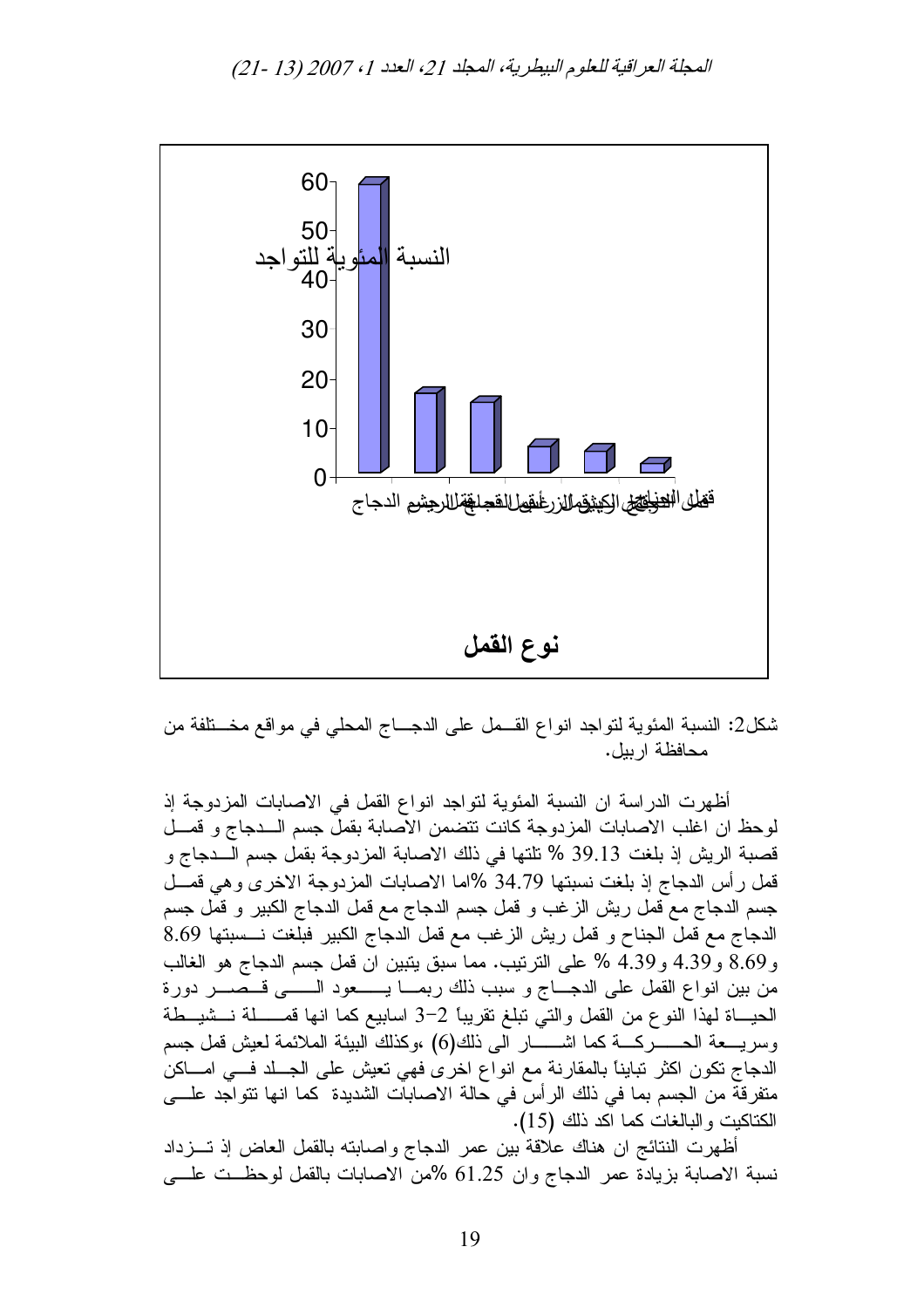شكل2: النسبة المئوية لتواجد انواع القمل على الدجاج المحلي في مواقع مختلفة من محافظة اربيل.

أظهرت الدراسة ان النسبة المئوية لتواجد انواع القمل في الاصابات المزدوجة إذ لوحظ ان اغلب الاصابات المزدوجة كانت تتضمن الاصابة بقمل جسم الدجاج و قمل قصبة الريش إذ بلغت 39.13 % تلتها في ذلك الاصابة المزدوجة بقمل جسم الدجاج و قمل رأس الدجاج إذ بلغت نسبتها 34.79 %اما الاصابات المزدوجة الاخرى وهي قمل جسم الدجاج مع قمل ريش الزغب و قمل جسم الدجاج مع قمل الدجاج الكبير و قمل جسم الدجاج مع قمل الجناح و قمل ريش الزغب مع قمل الدجاج الكبير فبلغت نسبتها 8.69 و8.69 و4.39 و4.39 % على الترتيب. مما سبق يتبين ان قمل جسم الدجاج هو الغالب من بين انواع القمل على الدجاج و سبب ذلك ربما يعود الى قصر دورة الحياة لهذا النوع من القمل والتي تبلغ تقريباً 2-3 اسابيع كما انها قملة نشيطة وسريعة الحركة كما اشار الى ذلك(6) ،وكذلك البيئة الملائمة لعيش قمل جسم الدجاج تكون اكثر تبايناً بالمقارنة مع انواع اخرى فهي تعيش على الجلد في اماكن متفرقة من الجسم بما في ذلك الرأس في حالة الاصابات الشديدة كما انها تتواجد على الكتاكيت والبالغات كما اكد ذلك (15).

أظهرت النتائج ان هناك علاقة بين عمر الدجاج واصابته بالقمل العاض إذ تزداد نسبة الاصابة بزيادة عمر الدجاج وان 61.25 %من الاصابات بالقمل لوحظت على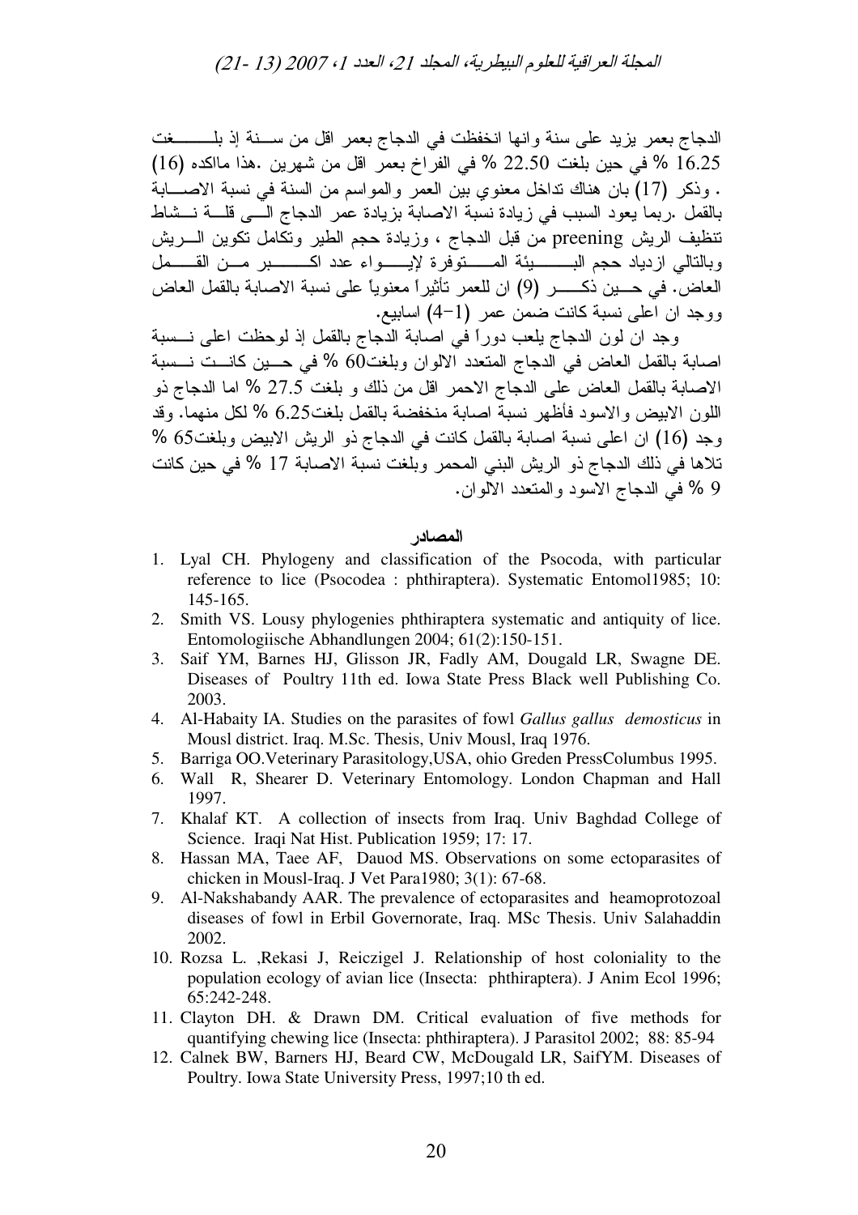الدجاج بعمر يزيد على سنة وانها انخفظت في الدجاج بعمر اقل من سنة إذ بلغت 16.25 % في حين بلغت 22.50 % في الفراخ بعمر اقل من شهرين .هذا ماكده (16) . وذكر (17) بان هناك تداخل معنوي بين العمر والمواسم من السنة في نسبة الاصابة بالقمل .ربما يعود السبب في زيادة نسبة الاصابة بزيادة عمر الدجاج الى قلة نشاط تنظيف الريش preening من قبل الدجاج ، وزيادة حجم الطير وتكامل تكوين الريش وبالتالي ازدياد حجم البيئة المتوفرة لإيواء عدد اكبر من القمل العاض. في حين ذكر (9) ان للعمر تأثيراً معنوياً على نسبة الاصابة بالقمل العاض ووجد ان اعلى نسبة كانت ضمن عمر (1−4) اسابيع.

وجد ان لون الدجاج يلعب دوراً في اصابة الدجاج بالقمل إذ لوحظت اعلى نسبة اصابة بالقمل العاض في الدجاج المتعدد الالوان وبلغت60 % في حين كانت نسبة الاصابة بالقمل العاض على الدجاج الاحمر اقل من ذلك و بلغت 27.5 % اما الدجاج ذو اللون الابيض والاسود فأظهر نسبة اصابة منخفضة بالقمل بلغت6.25 % لكل منهما. وقد وجد (16) ان اعلى نسبة اصابة بالقمل كانت في الدجاج ذو الريش الابيض وبلغت65 % تلاها في ذلك الدجاج ذو الريش البني المحمر وبلغت نسبة الاصابة 17 % في حين كانت 9 % في الدجاج الاسود والمتعدد الالوان.

## المصادر

1. Lyal CH. Phylogeny and classification of the Psocoda, with particular reference to lice (Psocodea : phthiraptera). Systematic Entomol1985; 10: 145-165.
2. Smith VS. Lousy phylogenies phthiraptera systematic and antiquity of lice. Entomologiische Abhandlungen 2004; 61(2):150-151.
3. Saif YM, Barnes HJ, Glisson JR, Fadly AM, Dougald LR, Swagne DE. Diseases of Poultry 11th ed. Iowa State Press Black well Publishing Co. 2003.
4. Al-Habaity IA. Studies on the parasites of fowl *Gallus gallus demosticus* in Mousl district. Iraq. M.Sc. Thesis, Univ Mousl, Iraq 1976.
5. Barriga OO.Veterinary Parasitology,USA, ohio Greden PressColumbus 1995.
6. Wall R, Shearer D. Veterinary Entomology. London Chapman and Hall 1997.
7. Khalaf KT. A collection of insects from Iraq. Univ Baghdad College of Science. Iraqi Nat Hist. Publication 1959; 17: 17.
8. Hassan MA, Taee AF, Dauod MS. Observations on some ectoparasites of chicken in Mousl-Iraq. J Vet Para1980; 3(1): 67-68.
9. Al-Nakshabandy AAR. The prevalence of ectoparasites and heamoprotozoal diseases of fowl in Erbil Governorate, Iraq. MSc Thesis. Univ Salahaddin 2002.
10. Rozsa L. ,Rekasi J, Reiczigel J. Relationship of host coloniality to the population ecology of avian lice (Insecta: phthiraptera). J Anim Ecol 1996; 65:242-248.
11. Clayton DH. & Drawn DM. Critical evaluation of five methods for quantifying chewing lice (Insecta: phthiraptera). J Parasitol 2002; 88: 85-94
12. Calnek BW, Barners HJ, Beard CW, McDougald LR, SaifYM. Diseases of Poultry. Iowa State University Press, 1997;10 th ed.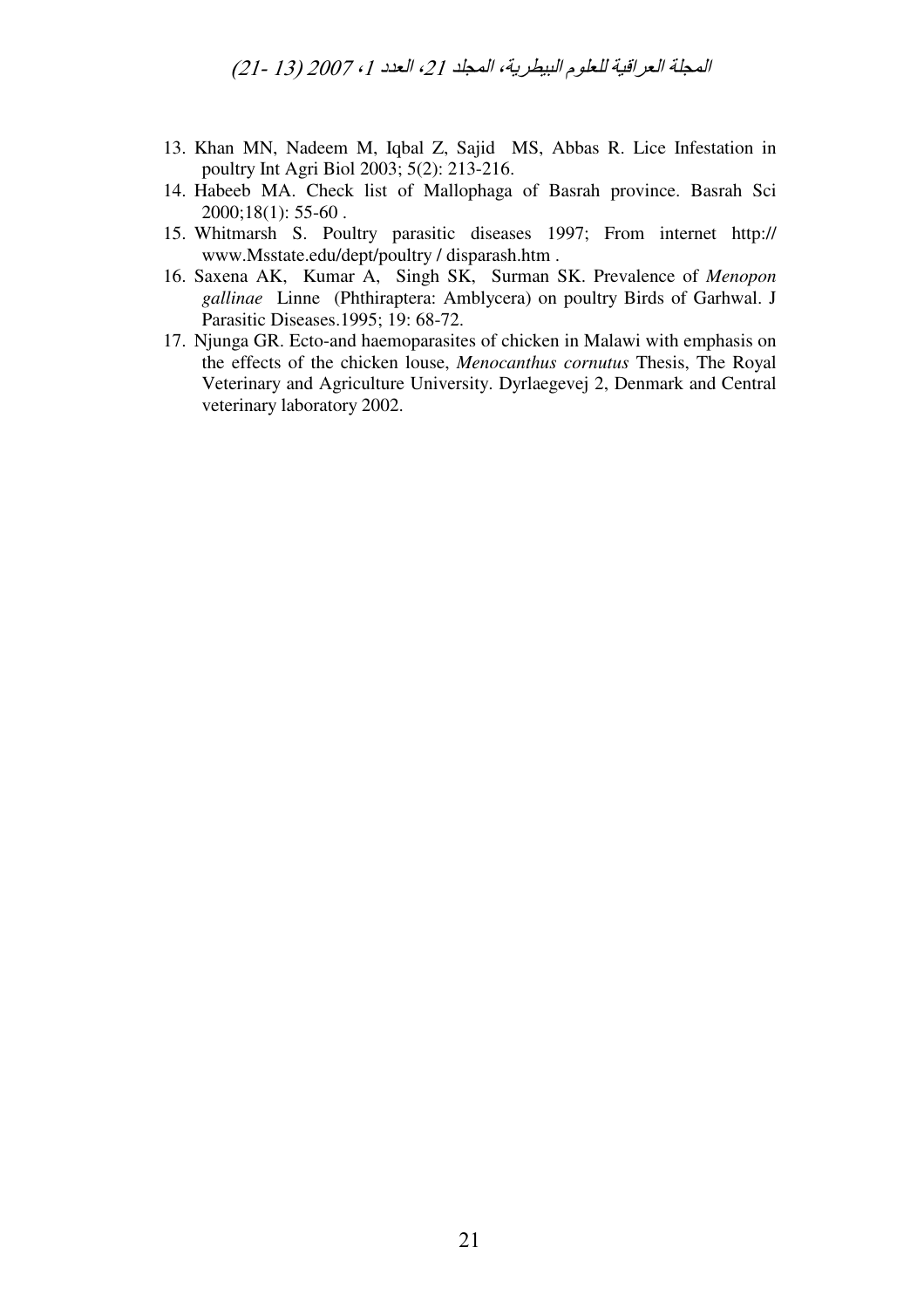13. Khan MN, Nadeem M, Iqbal Z, Sajid MS, Abbas R. Lice Infestation in poultry Int Agri Biol 2003; 5(2): 213-216.
14. Habeeb MA. Check list of Mallophaga of Basrah province. Basrah Sci 2000;18(1): 55-60 .
15. Whitmarsh S. Poultry parasitic diseases 1997; From internet http:// www.Msstate.edu/dept/poultry / disparash.htm .
16. Saxena AK, Kumar A, Singh SK, Surman SK. Prevalence of *Menopon gallinae* Linne (Phthiraptera: Amblycera) on poultry Birds of Garhwal. J Parasitic Diseases.1995; 19: 68-72.
17. Njunga GR. Ecto-and haemoparasites of chicken in Malawi with emphasis on the effects of the chicken louse, *Menocanthus cornutus* Thesis, The Royal Veterinary and Agriculture University. Dyrlaegevej 2, Denmark and Central veterinary laboratory 2002.